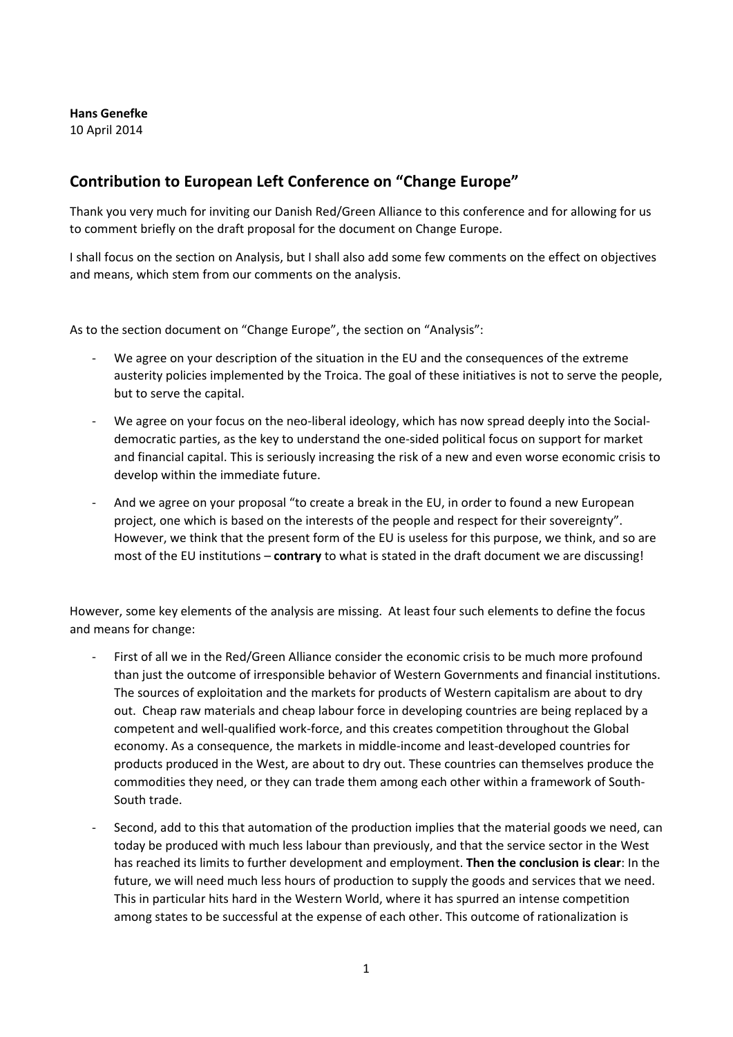**Hans Genefke**
10 April 2014

## Contribution to European Left Conference on "Change Europe"

Thank you very much for inviting our Danish Red/Green Alliance to this conference and for allowing for us to comment briefly on the draft proposal for the document on Change Europe.

I shall focus on the section on Analysis, but I shall also add some few comments on the effect on objectives and means, which stem from our comments on the analysis.

As to the section document on "Change Europe", the section on "Analysis":

- We agree on your description of the situation in the EU and the consequences of the extreme austerity policies implemented by the Troica. The goal of these initiatives is not to serve the people, but to serve the capital.
- We agree on your focus on the neo-liberal ideology, which has now spread deeply into the Social-democratic parties, as the key to understand the one-sided political focus on support for market and financial capital. This is seriously increasing the risk of a new and even worse economic crisis to develop within the immediate future.
- And we agree on your proposal "to create a break in the EU, in order to found a new European project, one which is based on the interests of the people and respect for their sovereignty". However, we think that the present form of the EU is useless for this purpose, we think, and so are most of the EU institutions – **contrary** to what is stated in the draft document we are discussing!

However, some key elements of the analysis are missing. At least four such elements to define the focus and means for change:

- First of all we in the Red/Green Alliance consider the economic crisis to be much more profound than just the outcome of irresponsible behavior of Western Governments and financial institutions. The sources of exploitation and the markets for products of Western capitalism are about to dry out. Cheap raw materials and cheap labour force in developing countries are being replaced by a competent and well-qualified work-force, and this creates competition throughout the Global economy. As a consequence, the markets in middle-income and least-developed countries for products produced in the West, are about to dry out. These countries can themselves produce the commodities they need, or they can trade them among each other within a framework of South-South trade.
- Second, add to this that automation of the production implies that the material goods we need, can today be produced with much less labour than previously, and that the service sector in the West has reached its limits to further development and employment. **Then the conclusion is clear**: In the future, we will need much less hours of production to supply the goods and services that we need. This in particular hits hard in the Western World, where it has spurred an intense competition among states to be successful at the expense of each other. This outcome of rationalization is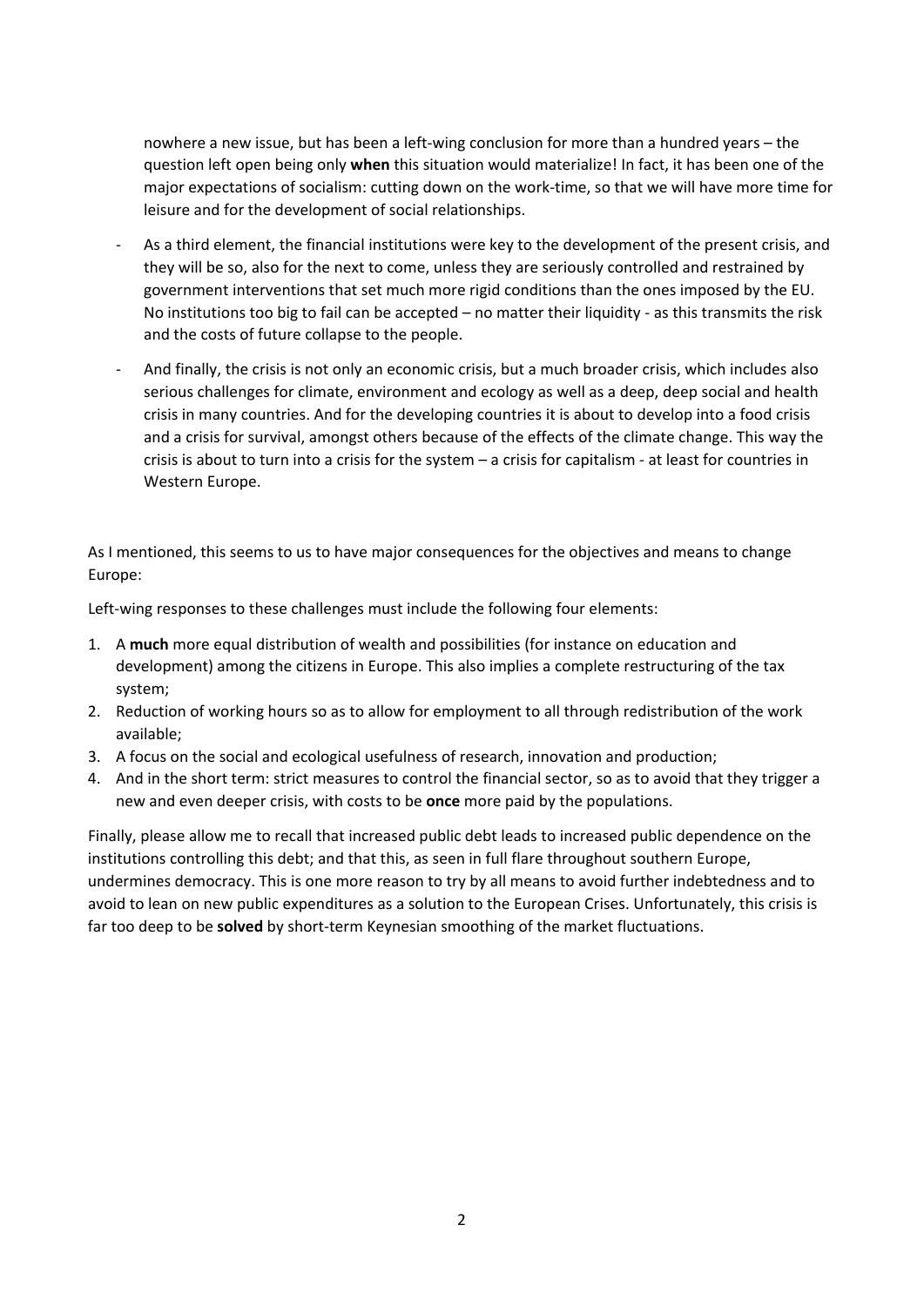nowhere a new issue, but has been a left-wing conclusion for more than a hundred years – the question left open being only **when** this situation would materialize! In fact, it has been one of the major expectations of socialism: cutting down on the work-time, so that we will have more time for leisure and for the development of social relationships.

- As a third element, the financial institutions were key to the development of the present crisis, and they will be so, also for the next to come, unless they are seriously controlled and restrained by government interventions that set much more rigid conditions than the ones imposed by the EU. No institutions too big to fail can be accepted – no matter their liquidity - as this transmits the risk and the costs of future collapse to the people.
- And finally, the crisis is not only an economic crisis, but a much broader crisis, which includes also serious challenges for climate, environment and ecology as well as a deep, deep social and health crisis in many countries. And for the developing countries it is about to develop into a food crisis and a crisis for survival, amongst others because of the effects of the climate change. This way the crisis is about to turn into a crisis for the system – a crisis for capitalism - at least for countries in Western Europe.

As I mentioned, this seems to us to have major consequences for the objectives and means to change Europe:

Left-wing responses to these challenges must include the following four elements:

1. A **much** more equal distribution of wealth and possibilities (for instance on education and development) among the citizens in Europe. This also implies a complete restructuring of the tax system;
2. Reduction of working hours so as to allow for employment to all through redistribution of the work available;
3. A focus on the social and ecological usefulness of research, innovation and production;
4. And in the short term: strict measures to control the financial sector, so as to avoid that they trigger a new and even deeper crisis, with costs to be **once** more paid by the populations.

Finally, please allow me to recall that increased public debt leads to increased public dependence on the institutions controlling this debt; and that this, as seen in full flare throughout southern Europe, undermines democracy. This is one more reason to try by all means to avoid further indebtedness and to avoid to lean on new public expenditures as a solution to the European Crises. Unfortunately, this crisis is far too deep to be **solved** by short-term Keynesian smoothing of the market fluctuations.